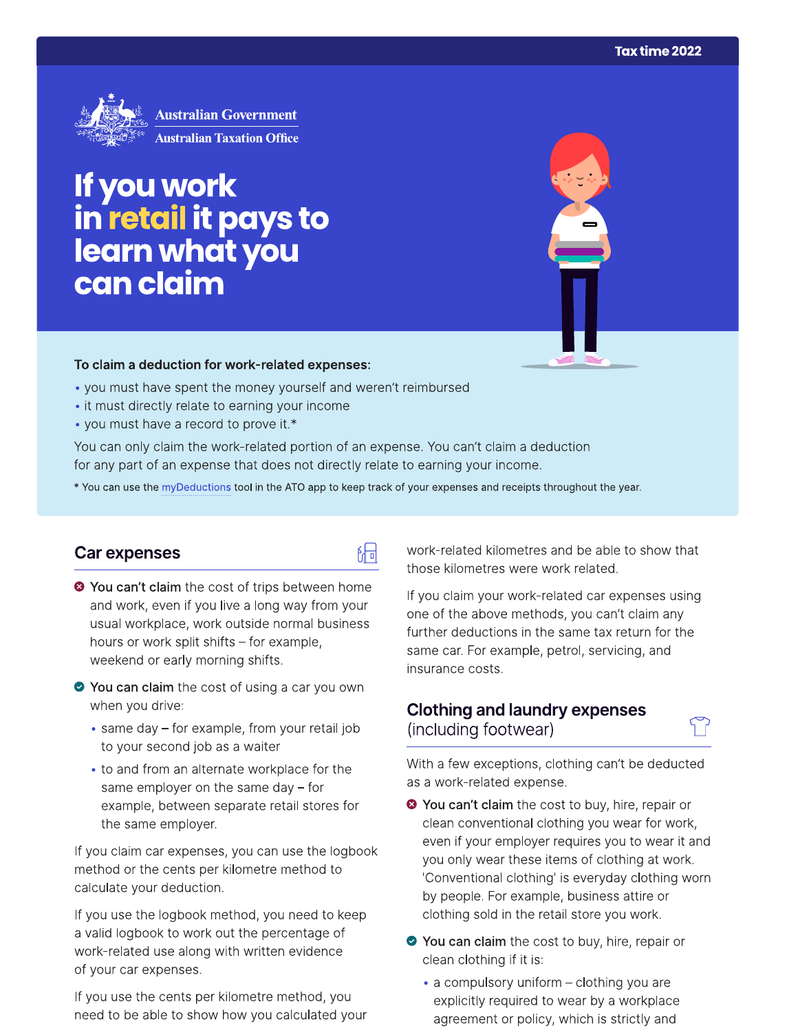Tax time 2022

Australian Government
Australian Taxation Office

# If you work in retail it pays to learn what you can claim

**To claim a deduction for work-related expenses:**

- you must have spent the money yourself and weren't reimbursed
- it must directly relate to earning your income
- you must have a record to prove it.*

You can only claim the work-related portion of an expense. You can't claim a deduction for any part of an expense that does not directly relate to earning your income.

* You can use the myDeductions tool in the ATO app to keep track of your expenses and receipts throughout the year.

## Car expenses

**You can't claim** the cost of trips between home and work, even if you live a long way from your usual workplace, work outside normal business hours or work split shifts – for example, weekend or early morning shifts.

**You can claim** the cost of using a car you own when you drive:

- same day – for example, from your retail job to your second job as a waiter
- to and from an alternate workplace for the same employer on the same day – for example, between separate retail stores for the same employer.

If you claim car expenses, you can use the logbook method or the cents per kilometre method to calculate your deduction.

If you use the logbook method, you need to keep a valid logbook to work out the percentage of work-related use along with written evidence of your car expenses.

If you use the cents per kilometre method, you need to be able to show how you calculated your work-related kilometres and be able to show that those kilometres were work related.

If you claim your work-related car expenses using one of the above methods, you can't claim any further deductions in the same tax return for the same car. For example, petrol, servicing, and insurance costs.

## Clothing and laundry expenses (including footwear)

With a few exceptions, clothing can't be deducted as a work-related expense.

**You can't claim** the cost to buy, hire, repair or clean conventional clothing you wear for work, even if your employer requires you to wear it and you only wear these items of clothing at work. 'Conventional clothing' is everyday clothing worn by people. For example, business attire or clothing sold in the retail store you work.

**You can claim** the cost to buy, hire, repair or clean clothing if it is:

- a compulsory uniform – clothing you are explicitly required to wear by a workplace agreement or policy, which is strictly and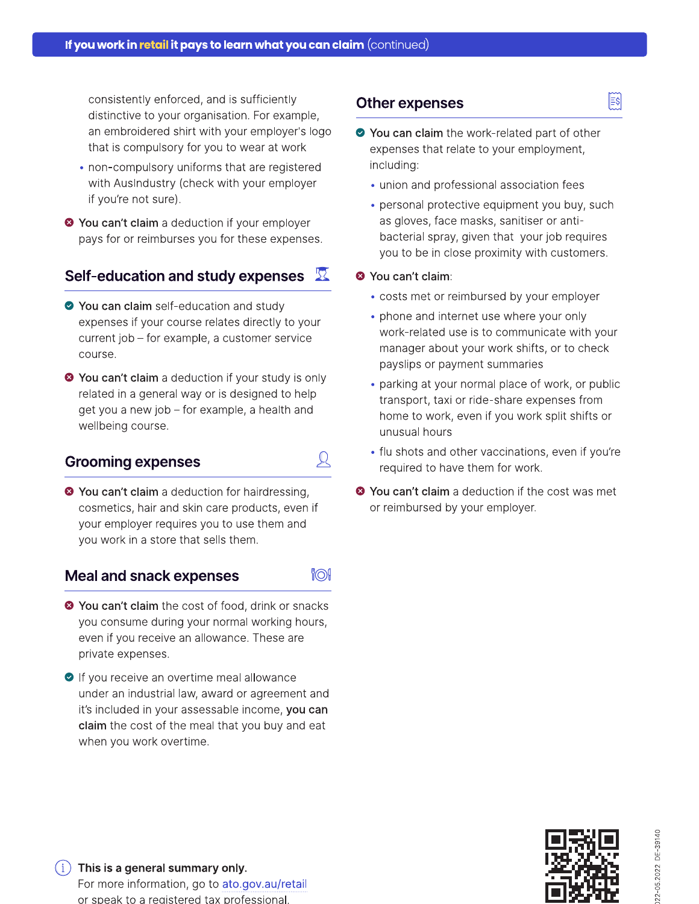consistently enforced, and is sufficiently distinctive to your organisation. For example, an embroidered shirt with your employer's logo that is compulsory for you to wear at work

- non-compulsory uniforms that are registered with AusIndustry (check with your employer if you're not sure).

**You can't claim** a deduction if your employer pays for or reimburses you for these expenses.

## Self-education and study expenses

**You can claim** self-education and study expenses if your course relates directly to your current job – for example, a customer service course.

**You can't claim** a deduction if your study is only related in a general way or is designed to help get you a new job – for example, a health and wellbeing course.

## Grooming expenses

**You can't claim** a deduction for hairdressing, cosmetics, hair and skin care products, even if your employer requires you to use them and you work in a store that sells them.

## Meal and snack expenses

**You can't claim** the cost of food, drink or snacks you consume during your normal working hours, even if you receive an allowance. These are private expenses.

If you receive an overtime meal allowance under an industrial law, award or agreement and it's included in your assessable income, **you can claim** the cost of the meal that you buy and eat when you work overtime.

## Other expenses

**You can claim** the work-related part of other expenses that relate to your employment, including:

- union and professional association fees
- personal protective equipment you buy, such as gloves, face masks, sanitiser or anti-bacterial spray, given that your job requires you to be in close proximity with customers.

**You can't claim**:

- costs met or reimbursed by your employer
- phone and internet use where your only work-related use is to communicate with your manager about your work shifts, or to check payslips or payment summaries
- parking at your normal place of work, or public transport, taxi or ride-share expenses from home to work, even if you work split shifts or unusual hours
- flu shots and other vaccinations, even if you're required to have them for work.

**You can't claim** a deduction if the cost was met or reimbursed by your employer.

**This is a general summary only.**
For more information, go to ato.gov.au/retail or speak to a registered tax professional.